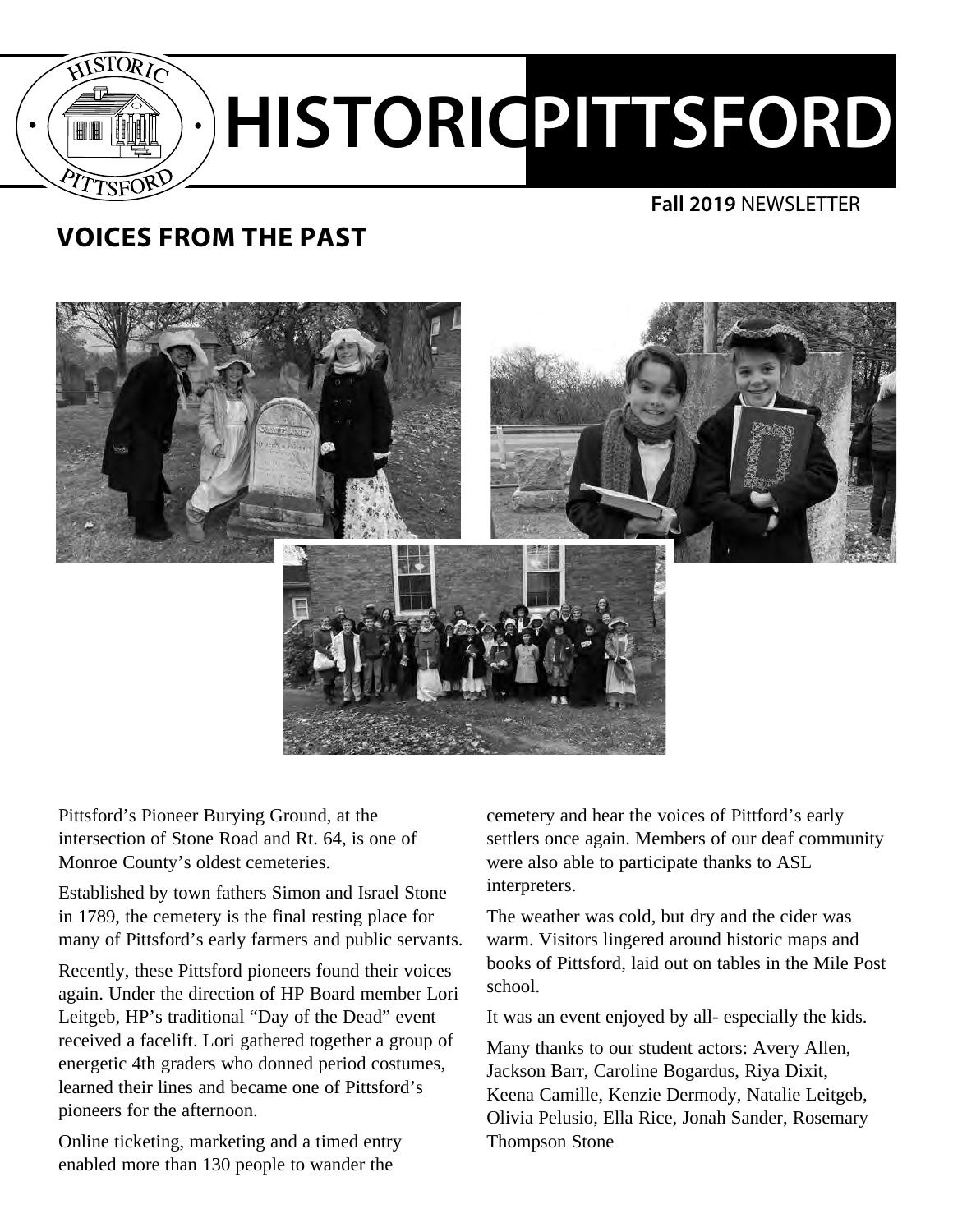# HISTORIC PITTSFORD

**Fall 2019** NEWSLETTER

## VOICES FROM THE PAST

Pittsford's Pioneer Burying Ground, at the intersection of Stone Road and Rt. 64, is one of Monroe County's oldest cemeteries.

Established by town fathers Simon and Israel Stone in 1789, the cemetery is the final resting place for many of Pittsford's early farmers and public servants.

Recently, these Pittsford pioneers found their voices again. Under the direction of HP Board member Lori Leitgeb, HP's traditional "Day of the Dead" event received a facelift. Lori gathered together a group of energetic 4th graders who donned period costumes, learned their lines and became one of Pittsford's pioneers for the afternoon.

Online ticketing, marketing and a timed entry enabled more than 130 people to wander the cemetery and hear the voices of Pittford's early settlers once again. Members of our deaf community were also able to participate thanks to ASL interpreters.

The weather was cold, but dry and the cider was warm. Visitors lingered around historic maps and books of Pittsford, laid out on tables in the Mile Post school.

It was an event enjoyed by all- especially the kids.

Many thanks to our student actors: Avery Allen, Jackson Barr, Caroline Bogardus, Riya Dixit, Keena Camille, Kenzie Dermody, Natalie Leitgeb, Olivia Pelusio, Ella Rice, Jonah Sander, Rosemary Thompson Stone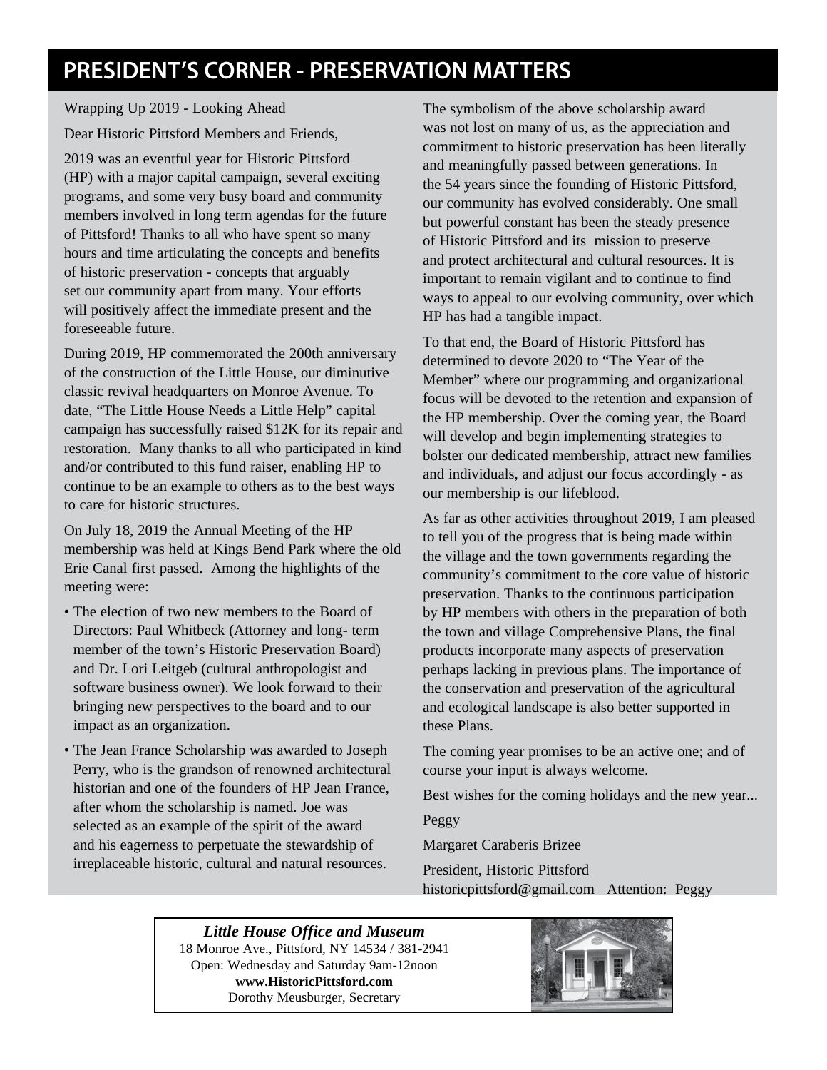# PRESIDENT'S CORNER - PRESERVATION MATTERS

Wrapping Up 2019 - Looking Ahead

Dear Historic Pittsford Members and Friends,

2019 was an eventful year for Historic Pittsford (HP) with a major capital campaign, several exciting programs, and some very busy board and community members involved in long term agendas for the future of Pittsford! Thanks to all who have spent so many hours and time articulating the concepts and benefits of historic preservation - concepts that arguably set our community apart from many. Your efforts will positively affect the immediate present and the foreseeable future.

During 2019, HP commemorated the 200th anniversary of the construction of the Little House, our diminutive classic revival headquarters on Monroe Avenue. To date, "The Little House Needs a Little Help" capital campaign has successfully raised $12K for its repair and restoration. Many thanks to all who participated in kind and/or contributed to this fund raiser, enabling HP to continue to be an example to others as to the best ways to care for historic structures.

On July 18, 2019 the Annual Meeting of the HP membership was held at Kings Bend Park where the old Erie Canal first passed. Among the highlights of the meeting were:

- The election of two new members to the Board of Directors: Paul Whitbeck (Attorney and long- term member of the town's Historic Preservation Board) and Dr. Lori Leitgeb (cultural anthropologist and software business owner). We look forward to their bringing new perspectives to the board and to our impact as an organization.
- The Jean France Scholarship was awarded to Joseph Perry, who is the grandson of renowned architectural historian and one of the founders of HP Jean France, after whom the scholarship is named. Joe was selected as an example of the spirit of the award and his eagerness to perpetuate the stewardship of irreplaceable historic, cultural and natural resources.

The symbolism of the above scholarship award was not lost on many of us, as the appreciation and commitment to historic preservation has been literally and meaningfully passed between generations. In the 54 years since the founding of Historic Pittsford, our community has evolved considerably. One small but powerful constant has been the steady presence of Historic Pittsford and its mission to preserve and protect architectural and cultural resources. It is important to remain vigilant and to continue to find ways to appeal to our evolving community, over which HP has had a tangible impact.

To that end, the Board of Historic Pittsford has determined to devote 2020 to "The Year of the Member" where our programming and organizational focus will be devoted to the retention and expansion of the HP membership. Over the coming year, the Board will develop and begin implementing strategies to bolster our dedicated membership, attract new families and individuals, and adjust our focus accordingly - as our membership is our lifeblood.

As far as other activities throughout 2019, I am pleased to tell you of the progress that is being made within the village and the town governments regarding the community's commitment to the core value of historic preservation. Thanks to the continuous participation by HP members with others in the preparation of both the town and village Comprehensive Plans, the final products incorporate many aspects of preservation perhaps lacking in previous plans. The importance of the conservation and preservation of the agricultural and ecological landscape is also better supported in these Plans.

The coming year promises to be an active one; and of course your input is always welcome.

Best wishes for the coming holidays and the new year...

Peggy

Margaret Caraberis Brizee

President, Historic Pittsford
historicpittsford@gmail.com Attention: Peggy

***Little House Office and Museum***
18 Monroe Ave., Pittsford, NY 14534 / 381-2941
Open: Wednesday and Saturday 9am-12noon
**www.HistoricPittsford.com**
Dorothy Meusburger, Secretary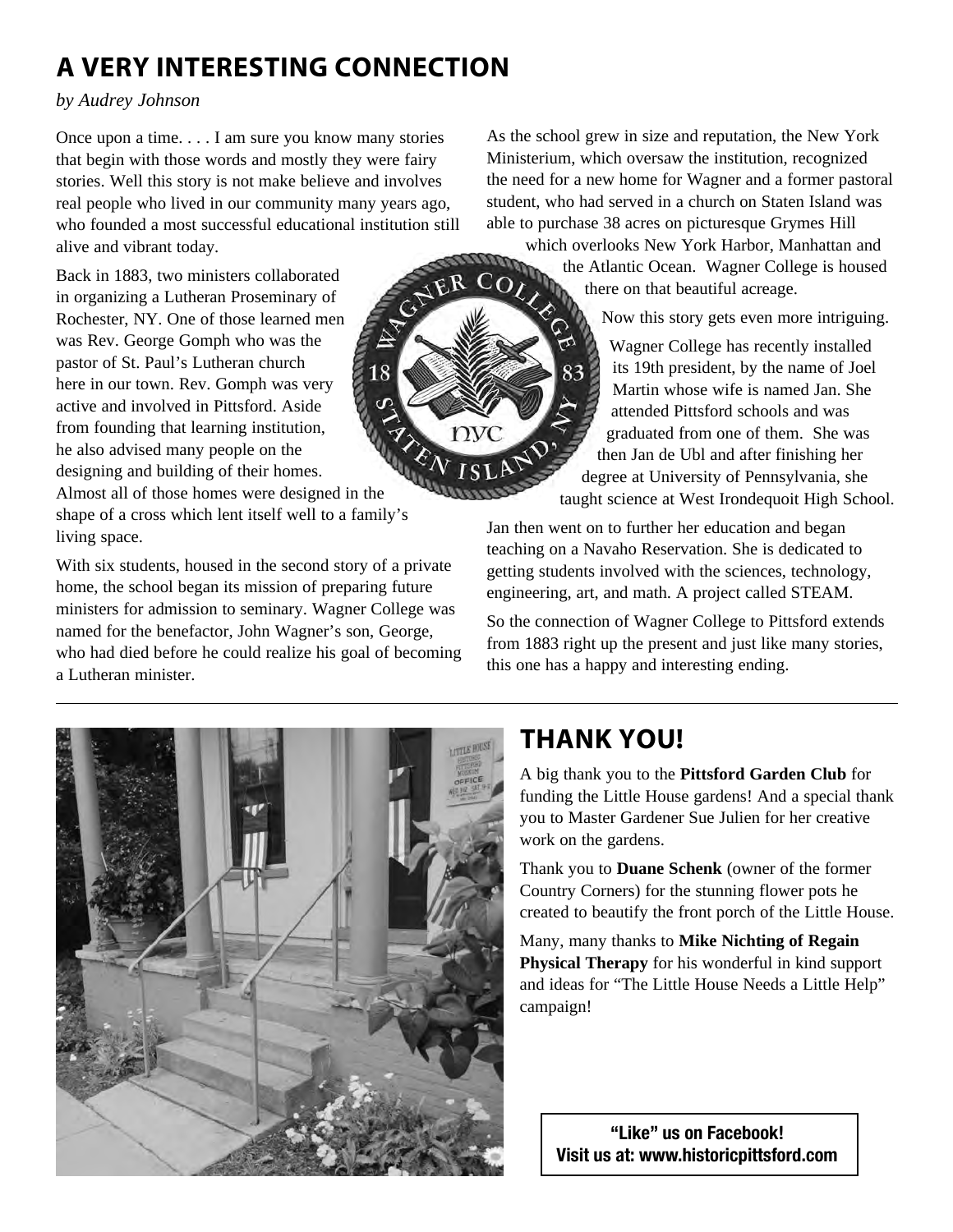# A VERY INTERESTING CONNECTION

*by Audrey Johnson*

Once upon a time. . . . I am sure you know many stories that begin with those words and mostly they were fairy stories. Well this story is not make believe and involves real people who lived in our community many years ago, who founded a most successful educational institution still alive and vibrant today.

Back in 1883, two ministers collaborated in organizing a Lutheran Proseminary of Rochester, NY. One of those learned men was Rev. George Gomph who was the pastor of St. Paul's Lutheran church here in our town. Rev. Gomph was very active and involved in Pittsford. Aside from founding that learning institution, he also advised many people on the designing and building of their homes. Almost all of those homes were designed in the shape of a cross which lent itself well to a family's living space.

With six students, housed in the second story of a private home, the school began its mission of preparing future ministers for admission to seminary. Wagner College was named for the benefactor, John Wagner's son, George, who had died before he could realize his goal of becoming a Lutheran minister.

As the school grew in size and reputation, the New York Ministerium, which oversaw the institution, recognized the need for a new home for Wagner and a former pastoral student, who had served in a church on Staten Island was able to purchase 38 acres on picturesque Grymes Hill which overlooks New York Harbor, Manhattan and the Atlantic Ocean. Wagner College is housed there on that beautiful acreage.

Now this story gets even more intriguing.

Wagner College has recently installed its 19th president, by the name of Joel Martin whose wife is named Jan. She attended Pittsford schools and was graduated from one of them. She was then Jan de Ubl and after finishing her degree at University of Pennsylvania, she taught science at West Irondequoit High School.

Jan then went on to further her education and began teaching on a Navaho Reservation. She is dedicated to getting students involved with the sciences, technology, engineering, art, and math. A project called STEAM.

So the connection of Wagner College to Pittsford extends from 1883 right up the present and just like many stories, this one has a happy and interesting ending.

---

## THANK YOU!

A big thank you to the **Pittsford Garden Club** for funding the Little House gardens! And a special thank you to Master Gardener Sue Julien for her creative work on the gardens.

Thank you to **Duane Schenk** (owner of the former Country Corners) for the stunning flower pots he created to beautify the front porch of the Little House.

Many, many thanks to **Mike Nichting of Regain Physical Therapy** for his wonderful in kind support and ideas for "The Little House Needs a Little Help" campaign!

**"Like" us on Facebook!**
**Visit us at: www.historicpittsford.com**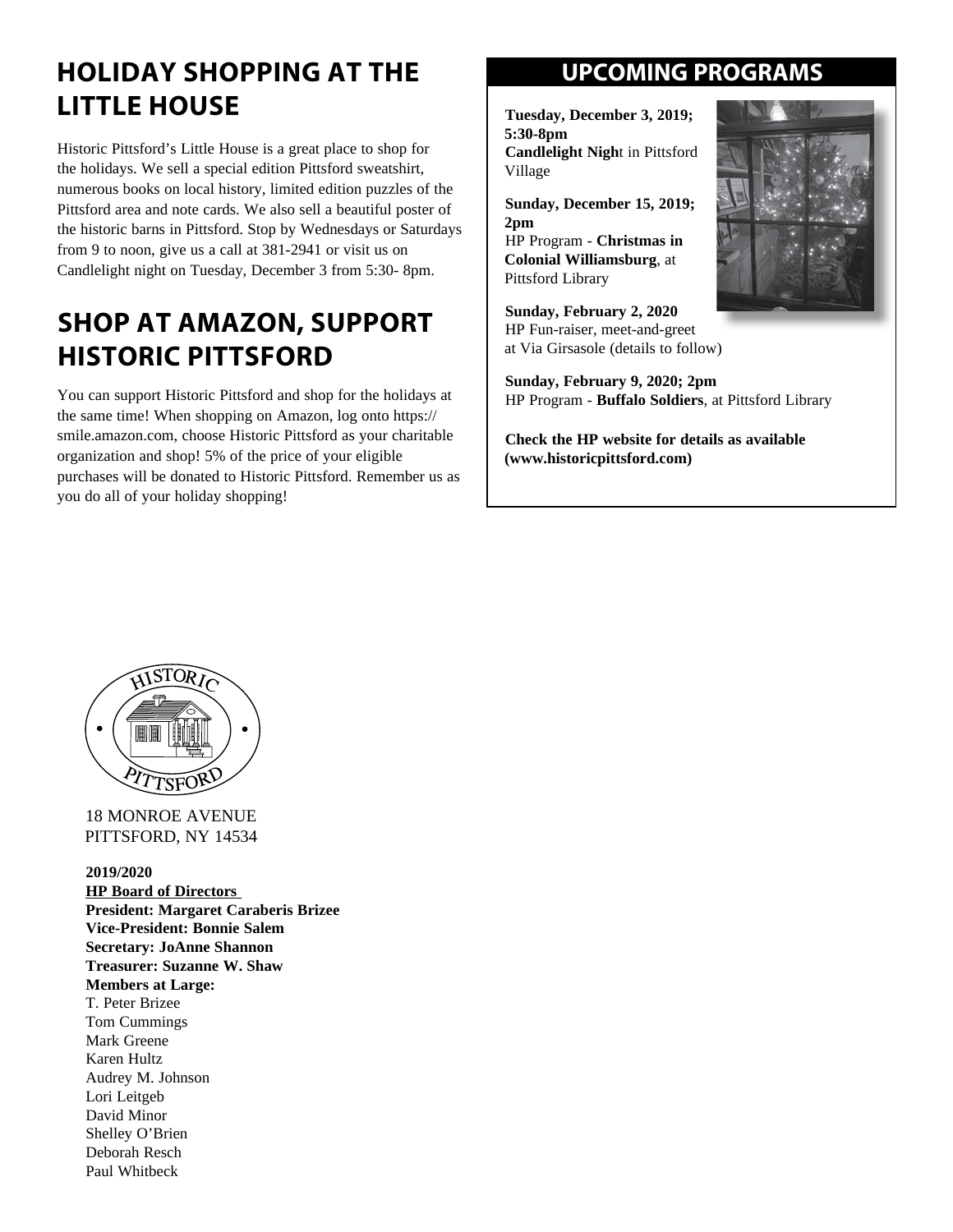## HOLIDAY SHOPPING AT THE LITTLE HOUSE

Historic Pittsford's Little House is a great place to shop for the holidays. We sell a special edition Pittsford sweatshirt, numerous books on local history, limited edition puzzles of the Pittsford area and note cards. We also sell a beautiful poster of the historic barns in Pittsford. Stop by Wednesdays or Saturdays from 9 to noon, give us a call at 381-2941 or visit us on Candlelight night on Tuesday, December 3 from 5:30- 8pm.

## SHOP AT AMAZON, SUPPORT HISTORIC PITTSFORD

You can support Historic Pittsford and shop for the holidays at the same time! When shopping on Amazon, log onto https://smile.amazon.com, choose Historic Pittsford as your charitable organization and shop! 5% of the price of your eligible purchases will be donated to Historic Pittsford. Remember us as you do all of your holiday shopping!

## UPCOMING PROGRAMS

**Tuesday, December 3, 2019; 5:30-8pm**
**Candlelight Nigh**t in Pittsford Village

**Sunday, December 15, 2019; 2pm**
HP Program - **Christmas in Colonial Williamsburg**, at Pittsford Library

**Sunday, February 2, 2020**
HP Fun-raiser, meet-and-greet at Via Girsasole (details to follow)

**Sunday, February 9, 2020; 2pm**
HP Program - **Buffalo Soldiers**, at Pittsford Library

**Check the HP website for details as available (www.historicpittsford.com)**

HISTORIC PITTSFORD

18 MONROE AVENUE
PITTSFORD, NY 14534

**2019/2020**
**HP Board of Directors**
**President: Margaret Caraberis Brizee**
**Vice-President: Bonnie Salem**
**Secretary: JoAnne Shannon**
**Treasurer: Suzanne W. Shaw**
**Members at Large:**
T. Peter Brizee
Tom Cummings
Mark Greene
Karen Hultz
Audrey M. Johnson
Lori Leitgeb
David Minor
Shelley O'Brien
Deborah Resch
Paul Whitbeck